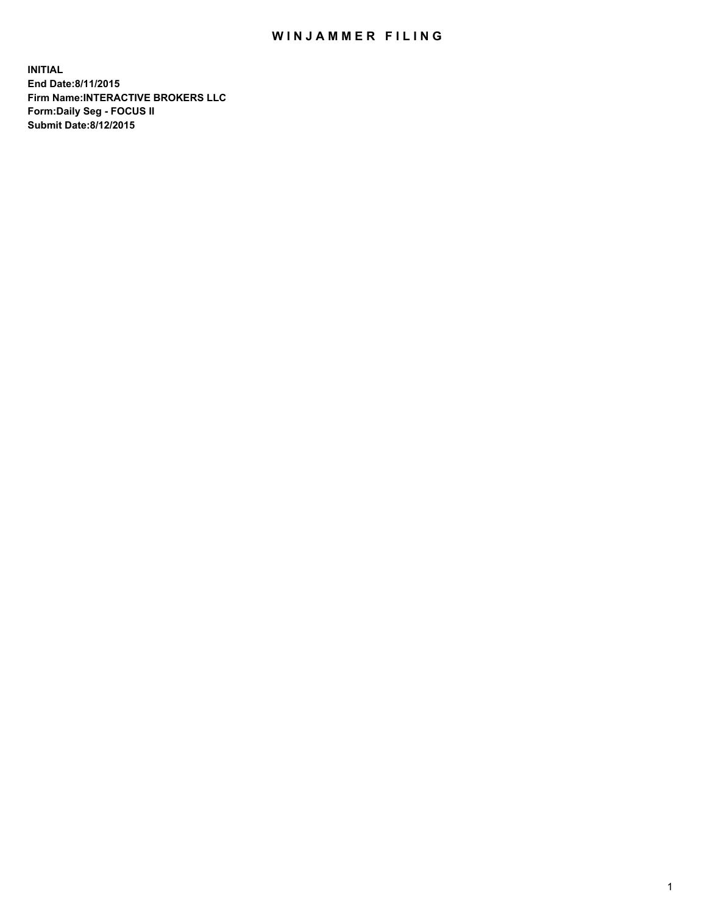# WINJAMMER FILING

**INITIAL**
**End Date:8/11/2015**
**Firm Name:INTERACTIVE BROKERS LLC**
**Form:Daily Seg - FOCUS II**
**Submit Date:8/12/2015**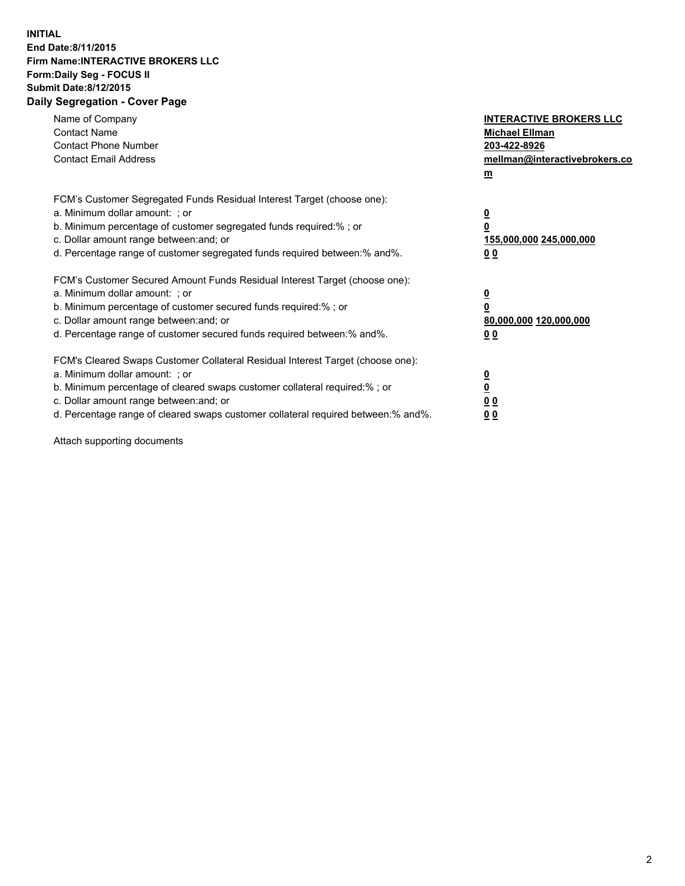**INITIAL**
**End Date:8/11/2015**
**Firm Name:INTERACTIVE BROKERS LLC**
**Form:Daily Seg - FOCUS II**
**Submit Date:8/12/2015**
**Daily Segregation - Cover Page**

| | |
|---|---|
| Name of Company | **INTERACTIVE BROKERS LLC** |
| Contact Name | **Michael Ellman** |
| Contact Phone Number | **203-422-8926** |
| Contact Email Address | **mellman@interactivebrokers.com** |

FCM's Customer Segregated Funds Residual Interest Target (choose one):

| | |
|---|---|
| a. Minimum dollar amount: ; or | **0** |
| b. Minimum percentage of customer segregated funds required:% ; or | **0** |
| c. Dollar amount range between:and; or | **155,000,000 245,000,000** |
| d. Percentage range of customer segregated funds required between:% and%. | **0 0** |

FCM's Customer Secured Amount Funds Residual Interest Target (choose one):

| | |
|---|---|
| a. Minimum dollar amount: ; or | **0** |
| b. Minimum percentage of customer secured funds required:% ; or | **0** |
| c. Dollar amount range between:and; or | **80,000,000 120,000,000** |
| d. Percentage range of customer secured funds required between:% and%. | **0 0** |

FCM's Cleared Swaps Customer Collateral Residual Interest Target (choose one):

| | |
|---|---|
| a. Minimum dollar amount: ; or | **0** |
| b. Minimum percentage of cleared swaps customer collateral required:% ; or | **0** |
| c. Dollar amount range between:and; or | **0 0** |
| d. Percentage range of cleared swaps customer collateral required between:% and%. | **0 0** |

Attach supporting documents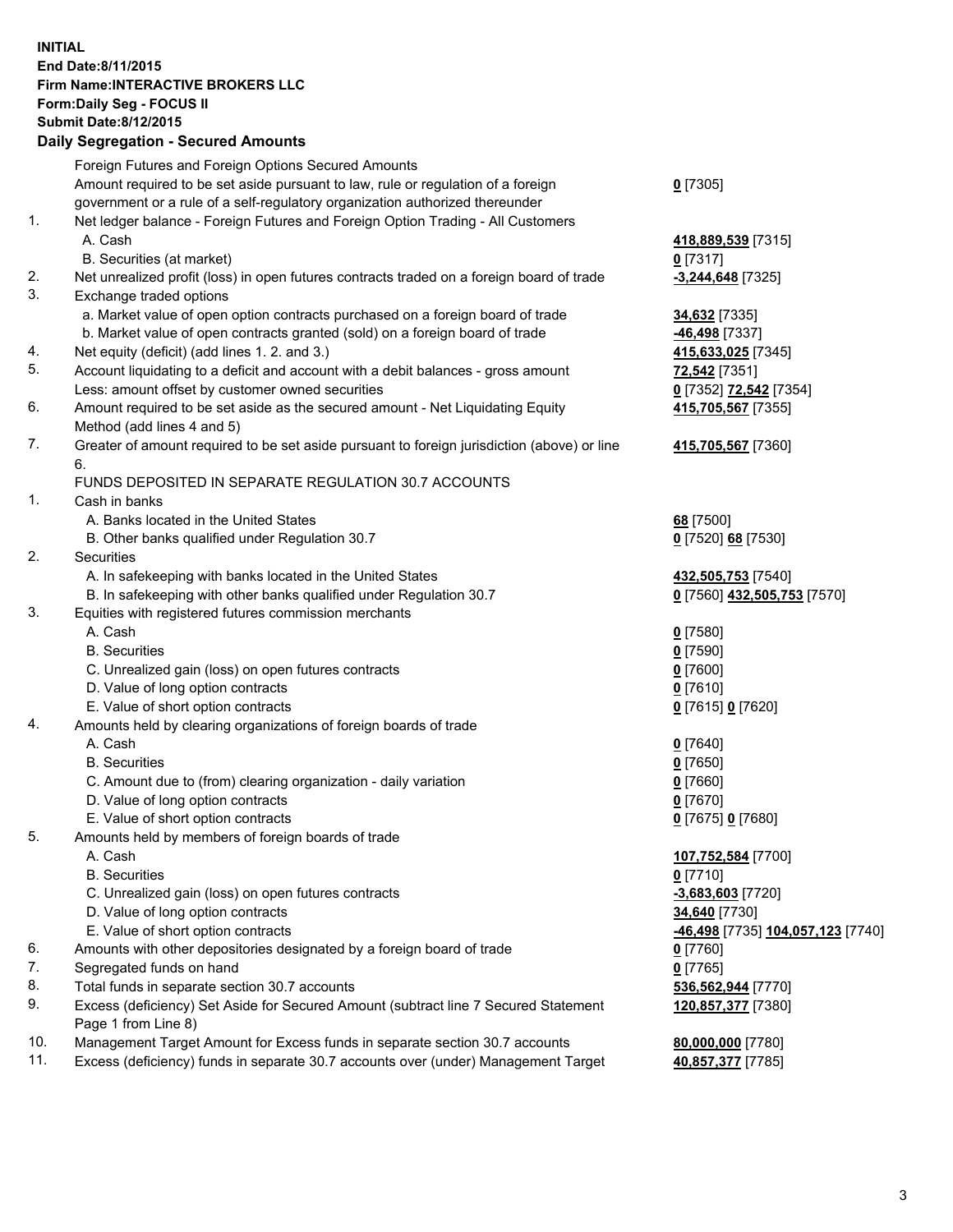**INITIAL**
**End Date:8/11/2015**
**Firm Name:INTERACTIVE BROKERS LLC**
**Form:Daily Seg - FOCUS II**
**Submit Date:8/12/2015**

## Daily Segregation - Secured Amounts

| | | |
|---|---|---|
| | Foreign Futures and Foreign Options Secured Amounts | |
| | Amount required to be set aside pursuant to law, rule or regulation of a foreign government or a rule of a self-regulatory organization authorized thereunder | **0** [7305] |
| 1. | Net ledger balance - Foreign Futures and Foreign Option Trading - All Customers | |
| | A. Cash | **418,889,539** [7315] |
| | B. Securities (at market) | **0** [7317] |
| 2. | Net unrealized profit (loss) in open futures contracts traded on a foreign board of trade | **-3,244,648** [7325] |
| 3. | Exchange traded options | |
| | a. Market value of open option contracts purchased on a foreign board of trade | **34,632** [7335] |
| | b. Market value of open contracts granted (sold) on a foreign board of trade | **-46,498** [7337] |
| 4. | Net equity (deficit) (add lines 1. 2. and 3.) | **415,633,025** [7345] |
| 5. | Account liquidating to a deficit and account with a debit balances - gross amount | **72,542** [7351] |
| | Less: amount offset by customer owned securities | **0** [7352] **72,542** [7354] |
| 6. | Amount required to be set aside as the secured amount - Net Liquidating Equity Method (add lines 4 and 5) | **415,705,567** [7355] |
| 7. | Greater of amount required to be set aside pursuant to foreign jurisdiction (above) or line 6. | **415,705,567** [7360] |
| | FUNDS DEPOSITED IN SEPARATE REGULATION 30.7 ACCOUNTS | |
| 1. | Cash in banks | |
| | A. Banks located in the United States | **68** [7500] |
| | B. Other banks qualified under Regulation 30.7 | **0** [7520] **68** [7530] |
| 2. | Securities | |
| | A. In safekeeping with banks located in the United States | **432,505,753** [7540] |
| | B. In safekeeping with other banks qualified under Regulation 30.7 | **0** [7560] **432,505,753** [7570] |
| 3. | Equities with registered futures commission merchants | |
| | A. Cash | **0** [7580] |
| | B. Securities | **0** [7590] |
| | C. Unrealized gain (loss) on open futures contracts | **0** [7600] |
| | D. Value of long option contracts | **0** [7610] |
| | E. Value of short option contracts | **0** [7615] **0** [7620] |
| 4. | Amounts held by clearing organizations of foreign boards of trade | |
| | A. Cash | **0** [7640] |
| | B. Securities | **0** [7650] |
| | C. Amount due to (from) clearing organization - daily variation | **0** [7660] |
| | D. Value of long option contracts | **0** [7670] |
| | E. Value of short option contracts | **0** [7675] **0** [7680] |
| 5. | Amounts held by members of foreign boards of trade | |
| | A. Cash | **107,752,584** [7700] |
| | B. Securities | **0** [7710] |
| | C. Unrealized gain (loss) on open futures contracts | **-3,683,603** [7720] |
| | D. Value of long option contracts | **34,640** [7730] |
| | E. Value of short option contracts | **-46,498** [7735] **104,057,123** [7740] |
| 6. | Amounts with other depositories designated by a foreign board of trade | **0** [7760] |
| 7. | Segregated funds on hand | **0** [7765] |
| 8. | Total funds in separate section 30.7 accounts | **536,562,944** [7770] |
| 9. | Excess (deficiency) Set Aside for Secured Amount (subtract line 7 Secured Statement Page 1 from Line 8) | **120,857,377** [7380] |
| 10. | Management Target Amount for Excess funds in separate section 30.7 accounts | **80,000,000** [7780] |
| 11. | Excess (deficiency) funds in separate 30.7 accounts over (under) Management Target | **40,857,377** [7785] |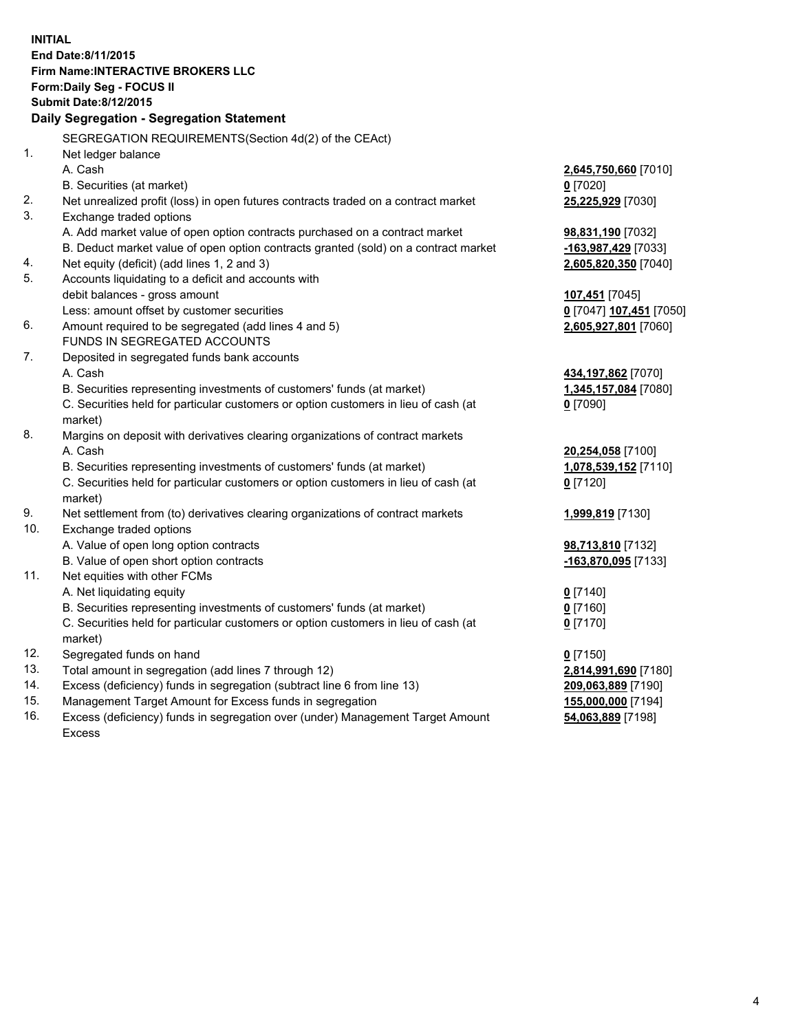**INITIAL**
**End Date:8/11/2015**
**Firm Name:INTERACTIVE BROKERS LLC**
**Form:Daily Seg - FOCUS II**
**Submit Date:8/12/2015**

**Daily Segregation - Segregation Statement**

SEGREGATION REQUIREMENTS(Section 4d(2) of the CEAct)

| | | |
|---|---|---|
| 1. | Net ledger balance | |
| | A. Cash | **2,645,750,660** [7010] |
| | B. Securities (at market) | **0** [7020] |
| 2. | Net unrealized profit (loss) in open futures contracts traded on a contract market | **25,225,929** [7030] |
| 3. | Exchange traded options | |
| | A. Add market value of open option contracts purchased on a contract market | **98,831,190** [7032] |
| | B. Deduct market value of open option contracts granted (sold) on a contract market | **-163,987,429** [7033] |
| 4. | Net equity (deficit) (add lines 1, 2 and 3) | **2,605,820,350** [7040] |
| 5. | Accounts liquidating to a deficit and accounts with | |
| | debit balances - gross amount | **107,451** [7045] |
| | Less: amount offset by customer securities | **0** [7047] **107,451** [7050] |
| 6. | Amount required to be segregated (add lines 4 and 5) | **2,605,927,801** [7060] |
| | FUNDS IN SEGREGATED ACCOUNTS | |
| 7. | Deposited in segregated funds bank accounts | |
| | A. Cash | **434,197,862** [7070] |
| | B. Securities representing investments of customers' funds (at market) | **1,345,157,084** [7080] |
| | C. Securities held for particular customers or option customers in lieu of cash (at market) | **0** [7090] |
| 8. | Margins on deposit with derivatives clearing organizations of contract markets | |
| | A. Cash | **20,254,058** [7100] |
| | B. Securities representing investments of customers' funds (at market) | **1,078,539,152** [7110] |
| | C. Securities held for particular customers or option customers in lieu of cash (at market) | **0** [7120] |
| 9. | Net settlement from (to) derivatives clearing organizations of contract markets | **1,999,819** [7130] |
| 10. | Exchange traded options | |
| | A. Value of open long option contracts | **98,713,810** [7132] |
| | B. Value of open short option contracts | **-163,870,095** [7133] |
| 11. | Net equities with other FCMs | |
| | A. Net liquidating equity | **0** [7140] |
| | B. Securities representing investments of customers' funds (at market) | **0** [7160] |
| | C. Securities held for particular customers or option customers in lieu of cash (at market) | **0** [7170] |
| 12. | Segregated funds on hand | **0** [7150] |
| 13. | Total amount in segregation (add lines 7 through 12) | **2,814,991,690** [7180] |
| 14. | Excess (deficiency) funds in segregation (subtract line 6 from line 13) | **209,063,889** [7190] |
| 15. | Management Target Amount for Excess funds in segregation | **155,000,000** [7194] |
| 16. | Excess (deficiency) funds in segregation over (under) Management Target Amount Excess | **54,063,889** [7198] |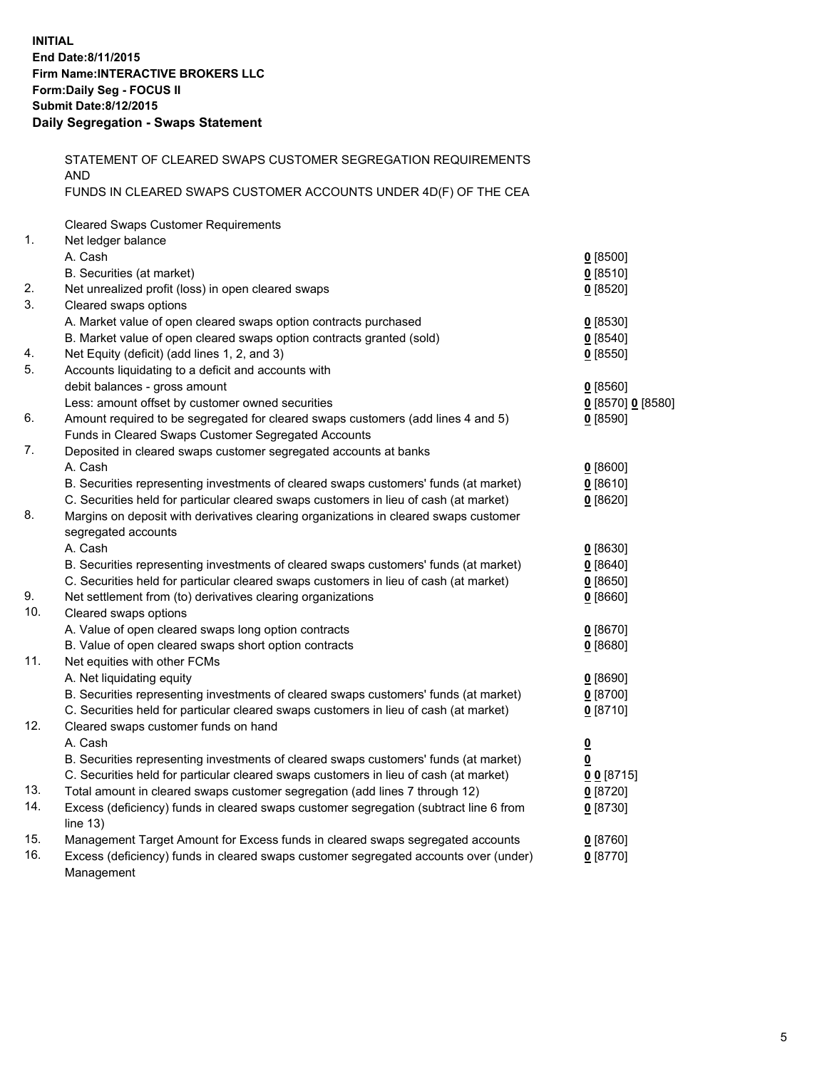**INITIAL**
**End Date:8/11/2015**
**Firm Name:INTERACTIVE BROKERS LLC**
**Form:Daily Seg - FOCUS II**
**Submit Date:8/12/2015**
**Daily Segregation - Swaps Statement**

STATEMENT OF CLEARED SWAPS CUSTOMER SEGREGATION REQUIREMENTS AND FUNDS IN CLEARED SWAPS CUSTOMER ACCOUNTS UNDER 4D(F) OF THE CEA

| | | |
|---|---|---|
| | Cleared Swaps Customer Requirements | |
| 1. | Net ledger balance | |
| | A. Cash | 0 [8500] |
| | B. Securities (at market) | 0 [8510] |
| 2. | Net unrealized profit (loss) in open cleared swaps | 0 [8520] |
| 3. | Cleared swaps options | |
| | A. Market value of open cleared swaps option contracts purchased | 0 [8530] |
| | B. Market value of open cleared swaps option contracts granted (sold) | 0 [8540] |
| 4. | Net Equity (deficit) (add lines 1, 2, and 3) | 0 [8550] |
| 5. | Accounts liquidating to a deficit and accounts with debit balances - gross amount | 0 [8560] |
| | Less: amount offset by customer owned securities | 0 [8570] 0 [8580] |
| 6. | Amount required to be segregated for cleared swaps customers (add lines 4 and 5) | 0 [8590] |
| | Funds in Cleared Swaps Customer Segregated Accounts | |
| 7. | Deposited in cleared swaps customer segregated accounts at banks | |
| | A. Cash | 0 [8600] |
| | B. Securities representing investments of cleared swaps customers' funds (at market) | 0 [8610] |
| | C. Securities held for particular cleared swaps customers in lieu of cash (at market) | 0 [8620] |
| 8. | Margins on deposit with derivatives clearing organizations in cleared swaps customer segregated accounts | |
| | A. Cash | 0 [8630] |
| | B. Securities representing investments of cleared swaps customers' funds (at market) | 0 [8640] |
| | C. Securities held for particular cleared swaps customers in lieu of cash (at market) | 0 [8650] |
| 9. | Net settlement from (to) derivatives clearing organizations | 0 [8660] |
| 10. | Cleared swaps options | |
| | A. Value of open cleared swaps long option contracts | 0 [8670] |
| | B. Value of open cleared swaps short option contracts | 0 [8680] |
| 11. | Net equities with other FCMs | |
| | A. Net liquidating equity | 0 [8690] |
| | B. Securities representing investments of cleared swaps customers' funds (at market) | 0 [8700] |
| | C. Securities held for particular cleared swaps customers in lieu of cash (at market) | 0 [8710] |
| 12. | Cleared swaps customer funds on hand | |
| | A. Cash | 0 |
| | B. Securities representing investments of cleared swaps customers' funds (at market) | 0 |
| | C. Securities held for particular cleared swaps customers in lieu of cash (at market) | 0 0 [8715] |
| 13. | Total amount in cleared swaps customer segregation (add lines 7 through 12) | 0 [8720] |
| 14. | Excess (deficiency) funds in cleared swaps customer segregation (subtract line 6 from line 13) | 0 [8730] |
| 15. | Management Target Amount for Excess funds in cleared swaps segregated accounts | 0 [8760] |
| 16. | Excess (deficiency) funds in cleared swaps customer segregated accounts over (under) Management | 0 [8770] |